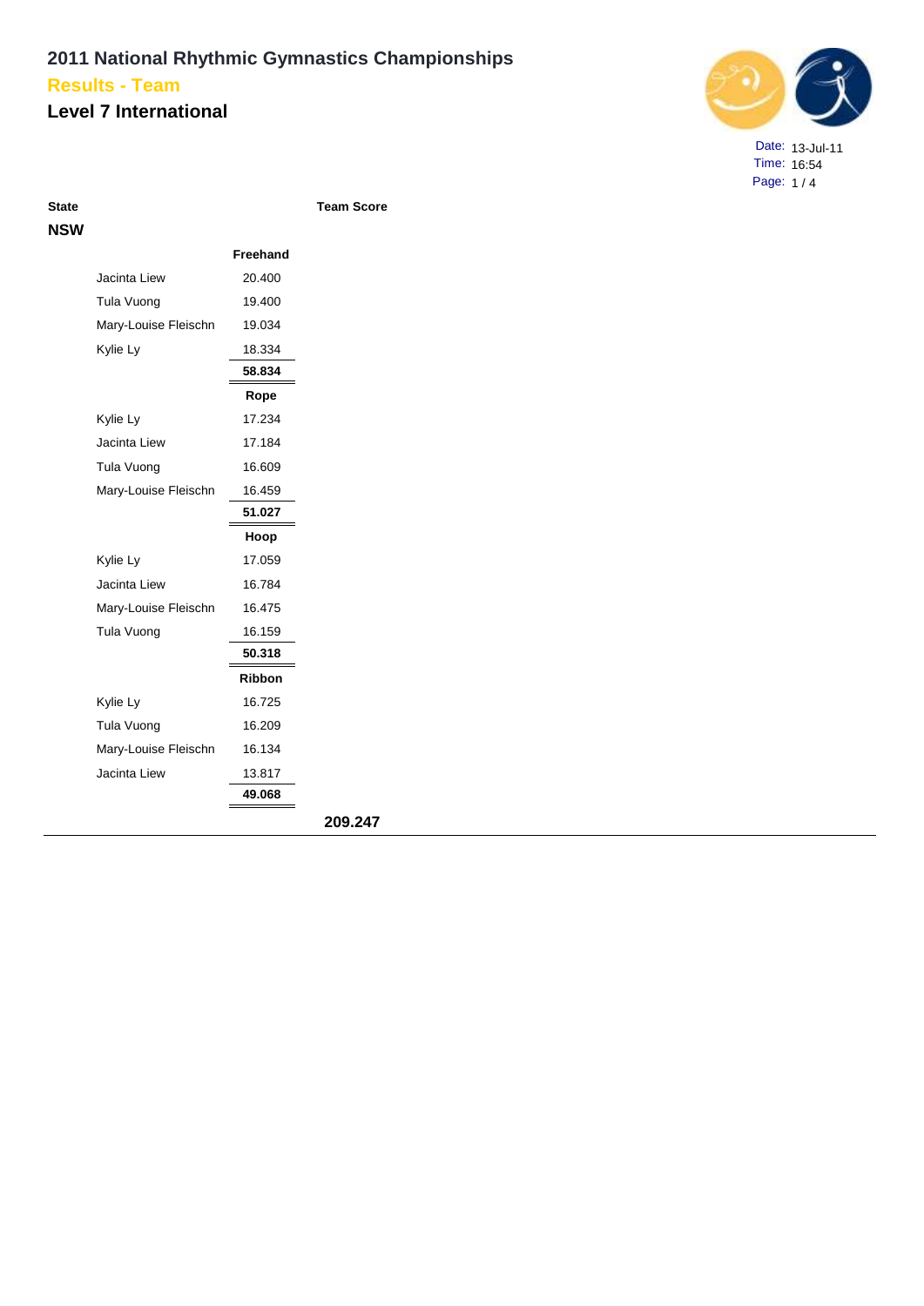# 2011 National Rhythmic Gymnastics Championships

## Results - Team

## Level 7 International

Date: 13-Jul-11
Time: 16:54

| State | | | Team Score |
|---|---|---|---|
| **NSW** | | | |
| | | **Freehand** | |
| | Jacinta Liew | 20.400 | |
| | Tula Vuong | 19.400 | |
| | Mary-Louise Fleischn | 19.034 | |
| | Kylie Ly | 18.334 | |
| | | **58.834** | |
| | | **Rope** | |
| | Kylie Ly | 17.234 | |
| | Jacinta Liew | 17.184 | |
| | Tula Vuong | 16.609 | |
| | Mary-Louise Fleischn | 16.459 | |
| | | **51.027** | |
| | | **Hoop** | |
| | Kylie Ly | 17.059 | |
| | Jacinta Liew | 16.784 | |
| | Mary-Louise Fleischn | 16.475 | |
| | Tula Vuong | 16.159 | |
| | | **50.318** | |
| | | **Ribbon** | |
| | Kylie Ly | 16.725 | |
| | Tula Vuong | 16.209 | |
| | Mary-Louise Fleischn | 16.134 | |
| | Jacinta Liew | 13.817 | |
| | | **49.068** | |
| | | | **209.247** |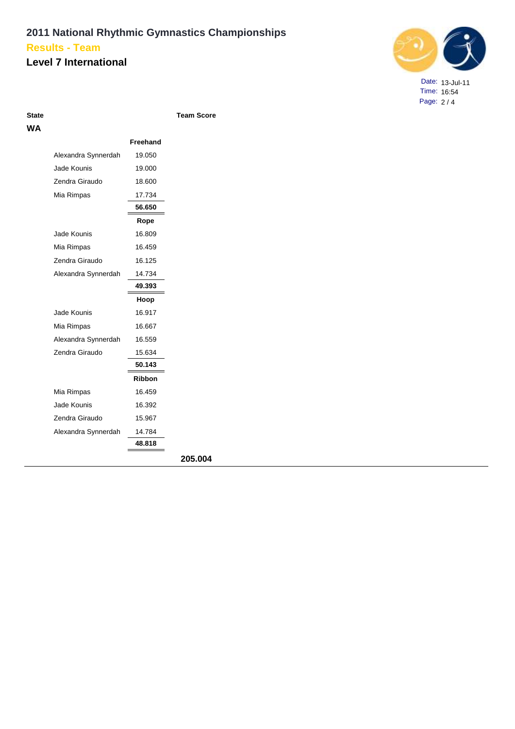# 2011 National Rhythmic Gymnastics Championships

## Results - Team

## Level 7 International

Date: 13-Jul-11
Time: 16:54

| State | | | Team Score |
|---|---|---|---|
| **WA** | | | |
| | | **Freehand** | |
| | Alexandra Synnerdah | 19.050 | |
| | Jade Kounis | 19.000 | |
| | Zendra Giraudo | 18.600 | |
| | Mia Rimpas | 17.734 | |
| | | **56.650** | |
| | | **Rope** | |
| | Jade Kounis | 16.809 | |
| | Mia Rimpas | 16.459 | |
| | Zendra Giraudo | 16.125 | |
| | Alexandra Synnerdah | 14.734 | |
| | | **49.393** | |
| | | **Hoop** | |
| | Jade Kounis | 16.917 | |
| | Mia Rimpas | 16.667 | |
| | Alexandra Synnerdah | 16.559 | |
| | Zendra Giraudo | 15.634 | |
| | | **50.143** | |
| | | **Ribbon** | |
| | Mia Rimpas | 16.459 | |
| | Jade Kounis | 16.392 | |
| | Zendra Giraudo | 15.967 | |
| | Alexandra Synnerdah | 14.784 | |
| | | **48.818** | |
| | | | **205.004** |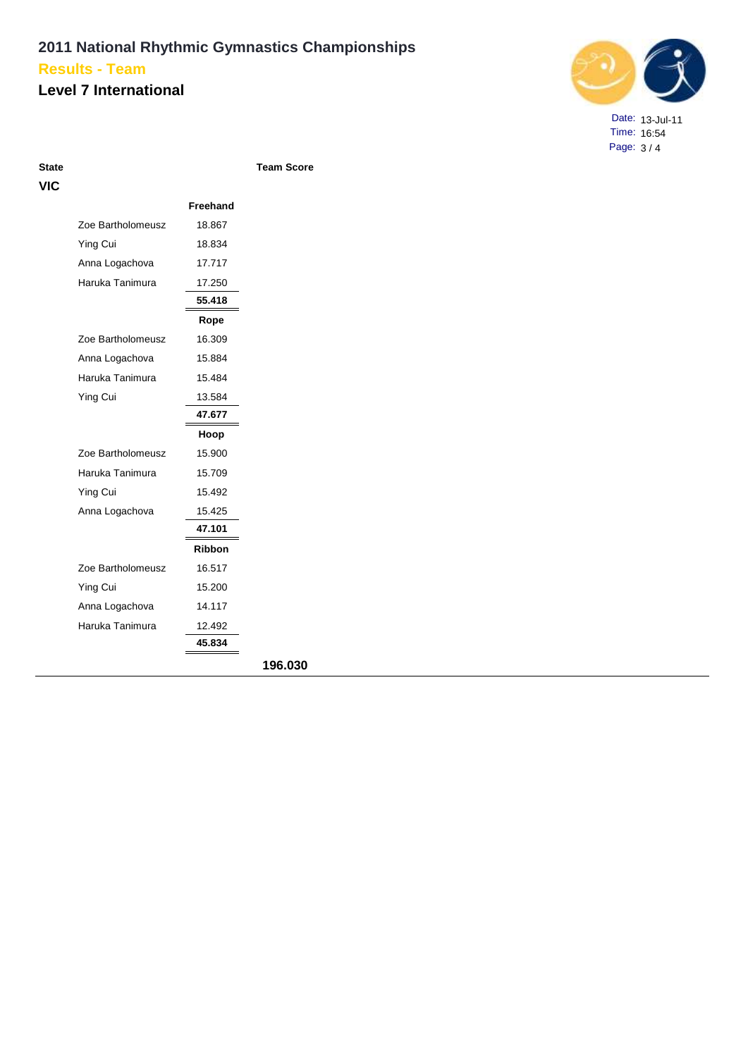# 2011 National Rhythmic Gymnastics Championships

## Results - Team

## Level 7 International

Date: 13-Jul-11
Time: 16:54

| State | | | Team Score |
|---|---|---|---|
| **VIC** | | | |
| | | **Freehand** | |
| | Zoe Bartholomeusz | 18.867 | |
| | Ying Cui | 18.834 | |
| | Anna Logachova | 17.717 | |
| | Haruka Tanimura | 17.250 | |
| | | **55.418** | |
| | | **Rope** | |
| | Zoe Bartholomeusz | 16.309 | |
| | Anna Logachova | 15.884 | |
| | Haruka Tanimura | 15.484 | |
| | Ying Cui | 13.584 | |
| | | **47.677** | |
| | | **Hoop** | |
| | Zoe Bartholomeusz | 15.900 | |
| | Haruka Tanimura | 15.709 | |
| | Ying Cui | 15.492 | |
| | Anna Logachova | 15.425 | |
| | | **47.101** | |
| | | **Ribbon** | |
| | Zoe Bartholomeusz | 16.517 | |
| | Ying Cui | 15.200 | |
| | Anna Logachova | 14.117 | |
| | Haruka Tanimura | 12.492 | |
| | | **45.834** | |
| | | | **196.030** |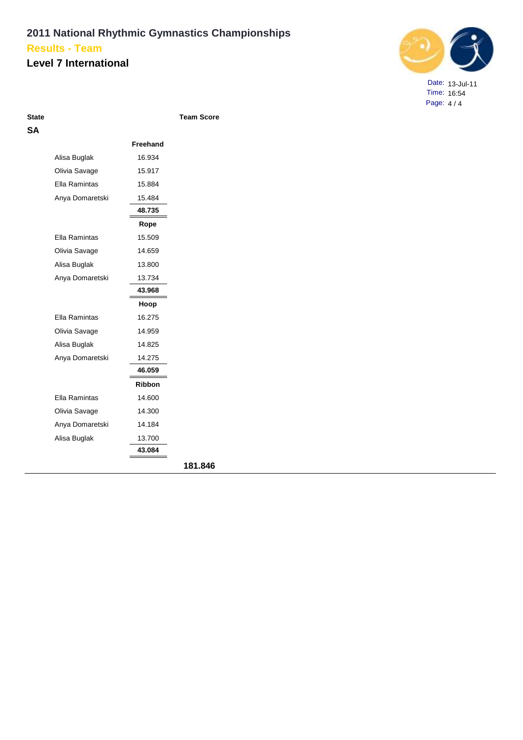# 2011 National Rhythmic Gymnastics Championships

## Results - Team

## Level 7 International

Date: 13-Jul-11
Time: 16:54

| State | | | Team Score |
|---|---|---|---|
| **SA** | | | |
| | | **Freehand** | |
| | Alisa Buglak | 16.934 | |
| | Olivia Savage | 15.917 | |
| | Ella Ramintas | 15.884 | |
| | Anya Domaretski | 15.484 | |
| | | **48.735** | |
| | | **Rope** | |
| | Ella Ramintas | 15.509 | |
| | Olivia Savage | 14.659 | |
| | Alisa Buglak | 13.800 | |
| | Anya Domaretski | 13.734 | |
| | | **43.968** | |
| | | **Hoop** | |
| | Ella Ramintas | 16.275 | |
| | Olivia Savage | 14.959 | |
| | Alisa Buglak | 14.825 | |
| | Anya Domaretski | 14.275 | |
| | | **46.059** | |
| | | **Ribbon** | |
| | Ella Ramintas | 14.600 | |
| | Olivia Savage | 14.300 | |
| | Anya Domaretski | 14.184 | |
| | Alisa Buglak | 13.700 | |
| | | **43.084** | |
| | | | **181.846** |